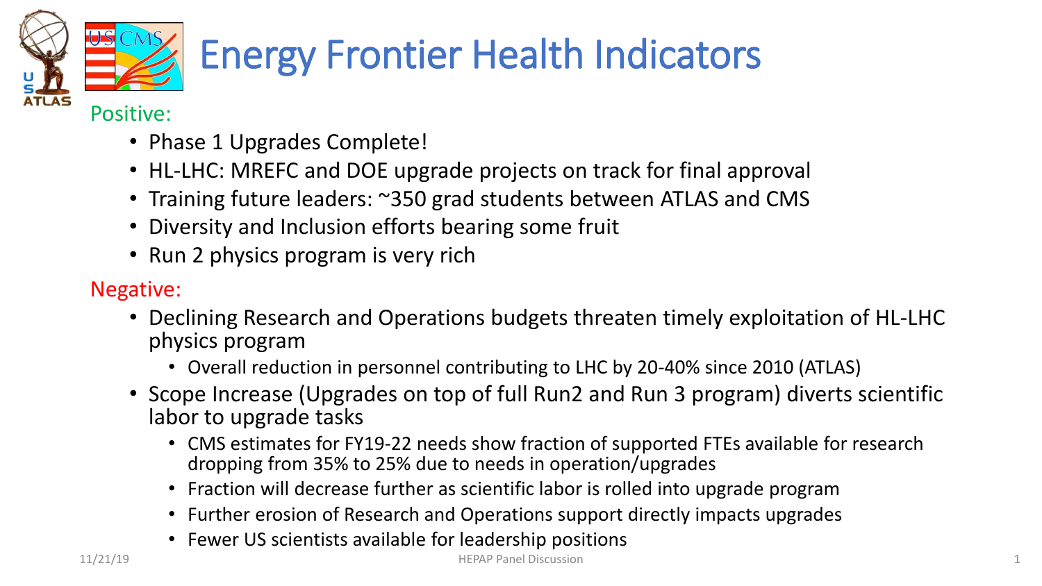# Energy Frontier Health Indicators

Positive:

- Phase 1 Upgrades Complete!
- HL-LHC: MREFC and DOE upgrade projects on track for final approval
- Training future leaders: ~350 grad students between ATLAS and CMS
- Diversity and Inclusion efforts bearing some fruit
- Run 2 physics program is very rich

Negative:

- Declining Research and Operations budgets threaten timely exploitation of HL-LHC physics program
  - Overall reduction in personnel contributing to LHC by 20-40% since 2010 (ATLAS)
- Scope Increase (Upgrades on top of full Run2 and Run 3 program) diverts scientific labor to upgrade tasks
  - CMS estimates for FY19-22 needs show fraction of supported FTEs available for research dropping from 35% to 25% due to needs in operation/upgrades
  - Fraction will decrease further as scientific labor is rolled into upgrade program
  - Further erosion of Research and Operations support directly impacts upgrades
  - Fewer US scientists available for leadership positions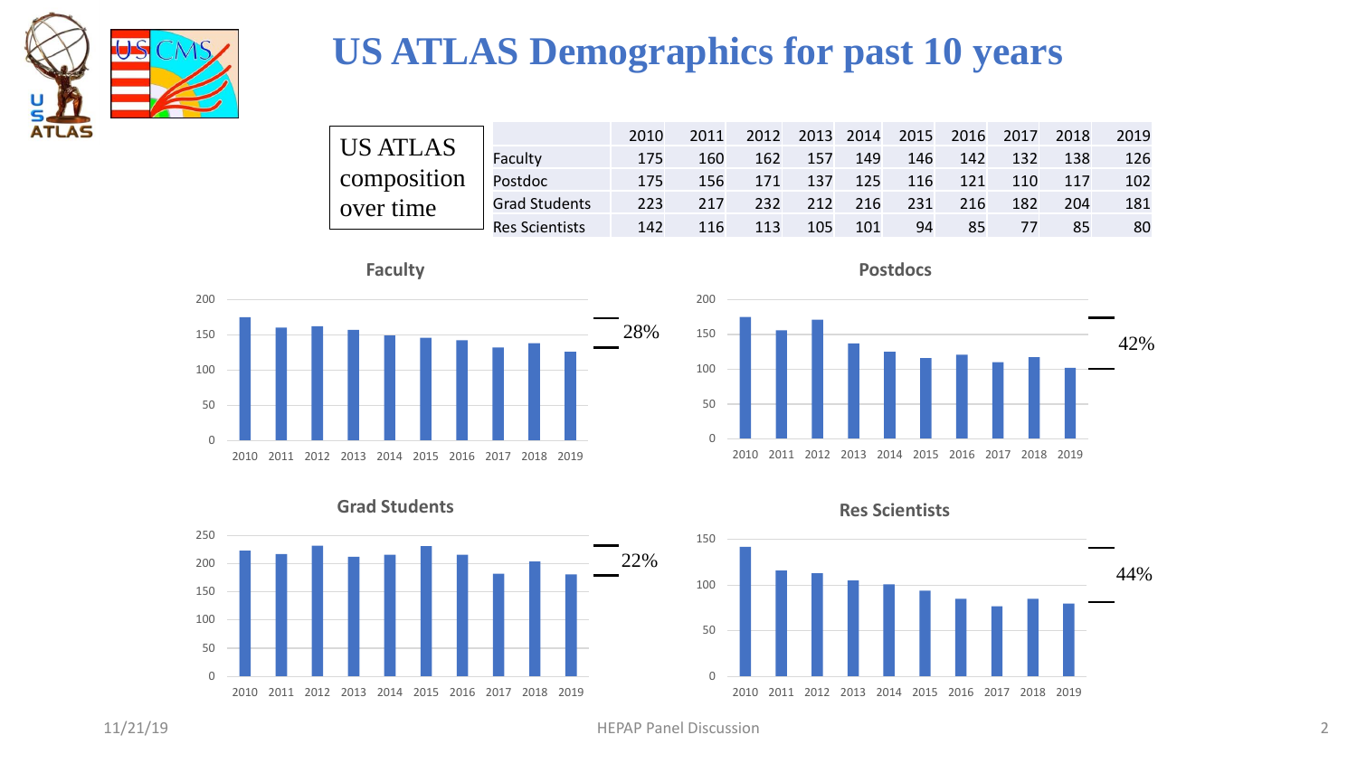# US ATLAS Demographics for past 10 years

US ATLAS composition over time

| | 2010 | 2011 | 2012 | 2013 | 2014 | 2015 | 2016 | 2017 | 2018 | 2019 |
|---|---|---|---|---|---|---|---|---|---|---|
| Faculty | 175 | 160 | 162 | 157 | 149 | 146 | 142 | 132 | 138 | 126 |
| Postdoc | 175 | 156 | 171 | 137 | 125 | 116 | 121 | 110 | 117 | 102 |
| Grad Students | 223 | 217 | 232 | 212 | 216 | 231 | 216 | 182 | 204 | 181 |
| Res Scientists | 142 | 116 | 113 | 105 | 101 | 94 | 85 | 77 | 85 | 80 |

**Faculty** — 28%

**Postdocs** — 42%

**Grad Students** — 22%

**Res Scientists** — 44%

11/21/19 HEPAP Panel Discussion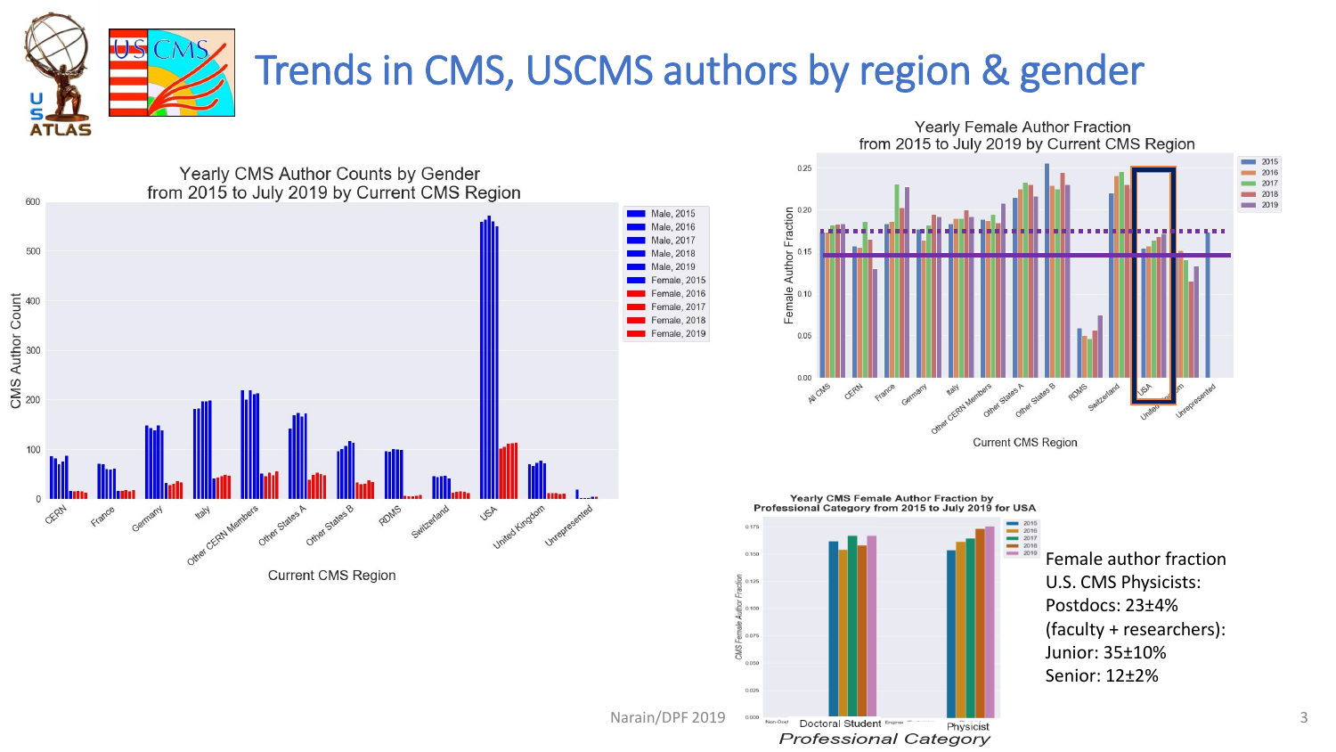# Trends in CMS, USCMS authors by region & gender

Female author fraction U.S. CMS Physicists:

Postdocs: 23±4%

(faculty + researchers):

Junior: 35±10%

Senior: 12±2%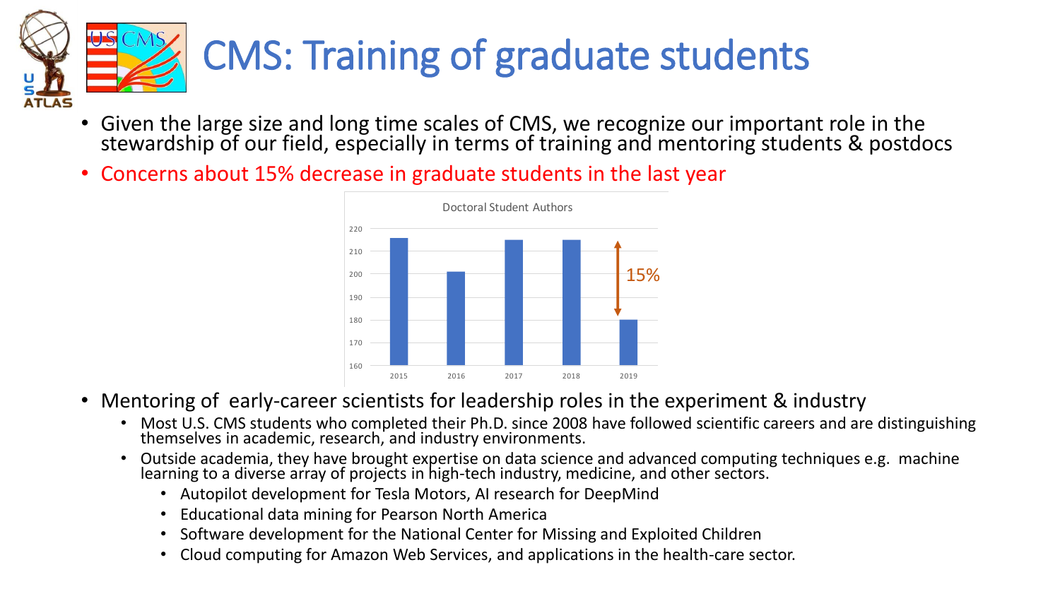# CMS: Training of graduate students

- Given the large size and long time scales of CMS, we recognize our important role in the stewardship of our field, especially in terms of training and mentoring students & postdocs
- Concerns about 15% decrease in graduate students in the last year

Doctoral Student Authors

| Year | Doctoral Student Authors |
|---|---|
| 2015 | ~216 |
| 2016 | ~201 |
| 2017 | ~215 |
| 2018 | ~215 |
| 2019 | ~180 |

15%

- Mentoring of early-career scientists for leadership roles in the experiment & industry
  - Most U.S. CMS students who completed their Ph.D. since 2008 have followed scientific careers and are distinguishing themselves in academic, research, and industry environments.
  - Outside academia, they have brought expertise on data science and advanced computing techniques e.g. machine learning to a diverse array of projects in high-tech industry, medicine, and other sectors.
    - Autopilot development for Tesla Motors, AI research for DeepMind
    - Educational data mining for Pearson North America
    - Software development for the National Center for Missing and Exploited Children
    - Cloud computing for Amazon Web Services, and applications in the health-care sector.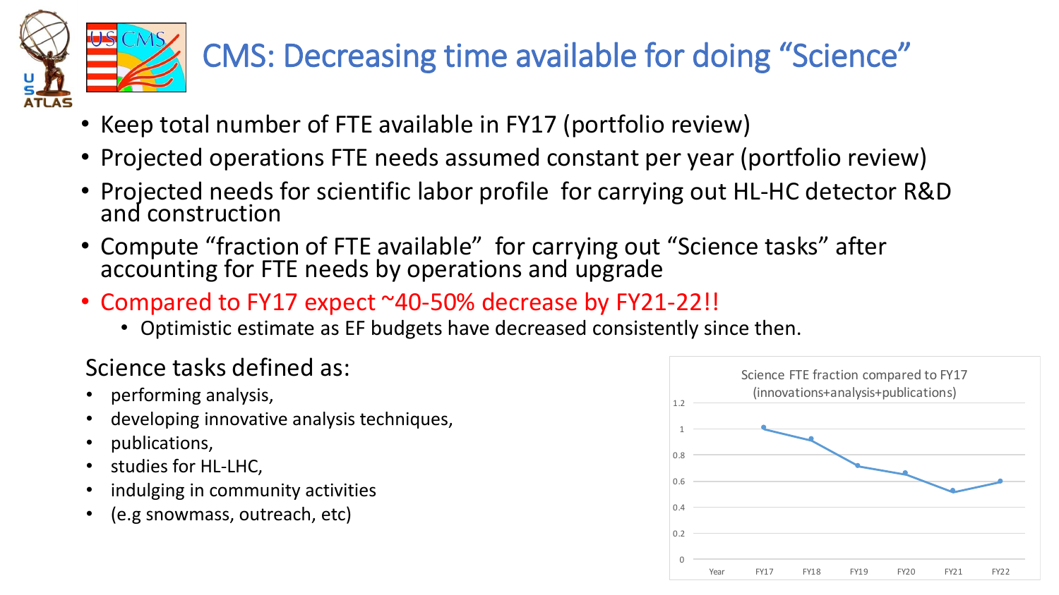# CMS: Decreasing time available for doing "Science"

- Keep total number of FTE available in FY17 (portfolio review)
- Projected operations FTE needs assumed constant per year (portfolio review)
- Projected needs for scientific labor profile for carrying out HL-HC detector R&D and construction
- Compute "fraction of FTE available" for carrying out "Science tasks" after accounting for FTE needs by operations and upgrade
- Compared to FY17 expect ~40-50% decrease by FY21-22!!
  - Optimistic estimate as EF budgets have decreased consistently since then.

Science tasks defined as:

- performing analysis,
- developing innovative analysis techniques,
- publications,
- studies for HL-LHC,
- indulging in community activities
- (e.g snowmass, outreach, etc)

Science FTE fraction compared to FY17
(innovations+analysis+publications)

1.2
1
0.8
0.6
0.4
0.2
0

Year
FY17
FY18
FY19
FY20
FY21
FY22